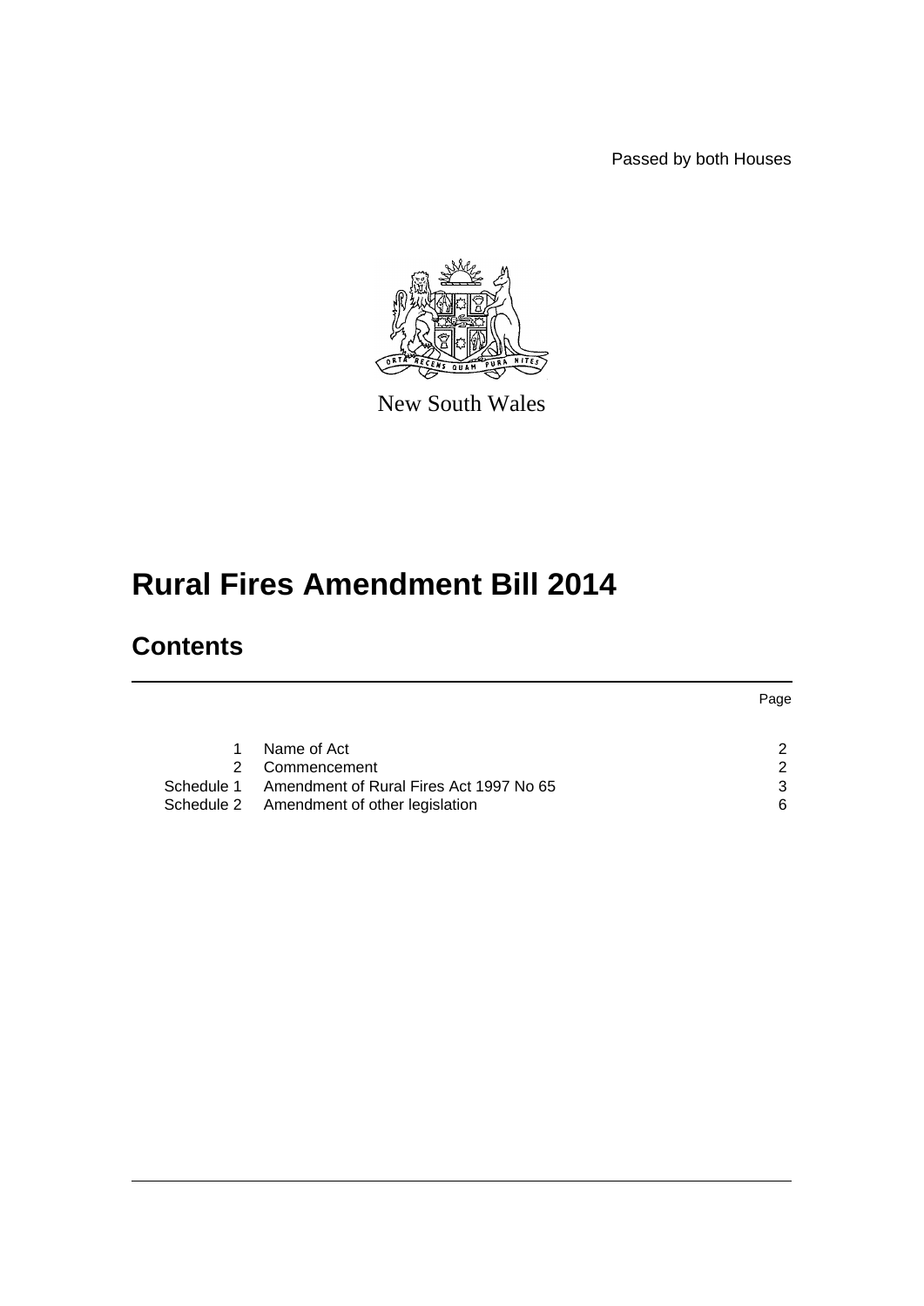Passed by both Houses

New South Wales

# Rural Fires Amendment Bill 2014

## Contents

| | | Page |
|---|---|---|
| 1 | Name of Act | 2 |
| 2 | Commencement | 2 |
| Schedule 1 | Amendment of Rural Fires Act 1997 No 65 | 3 |
| Schedule 2 | Amendment of other legislation | 6 |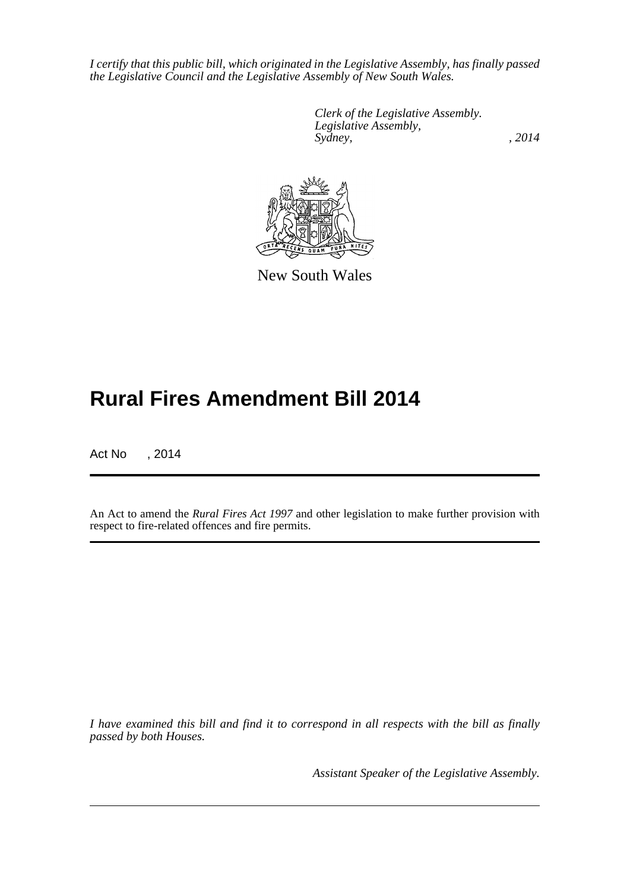*I certify that this public bill, which originated in the Legislative Assembly, has finally passed the Legislative Council and the Legislative Assembly of New South Wales.*

*Clerk of the Legislative Assembly.*
*Legislative Assembly,*
*Sydney, , 2014*

New South Wales

# Rural Fires Amendment Bill 2014

Act No , 2014

An Act to amend the *Rural Fires Act 1997* and other legislation to make further provision with respect to fire-related offences and fire permits.

*I have examined this bill and find it to correspond in all respects with the bill as finally passed by both Houses.*

*Assistant Speaker of the Legislative Assembly.*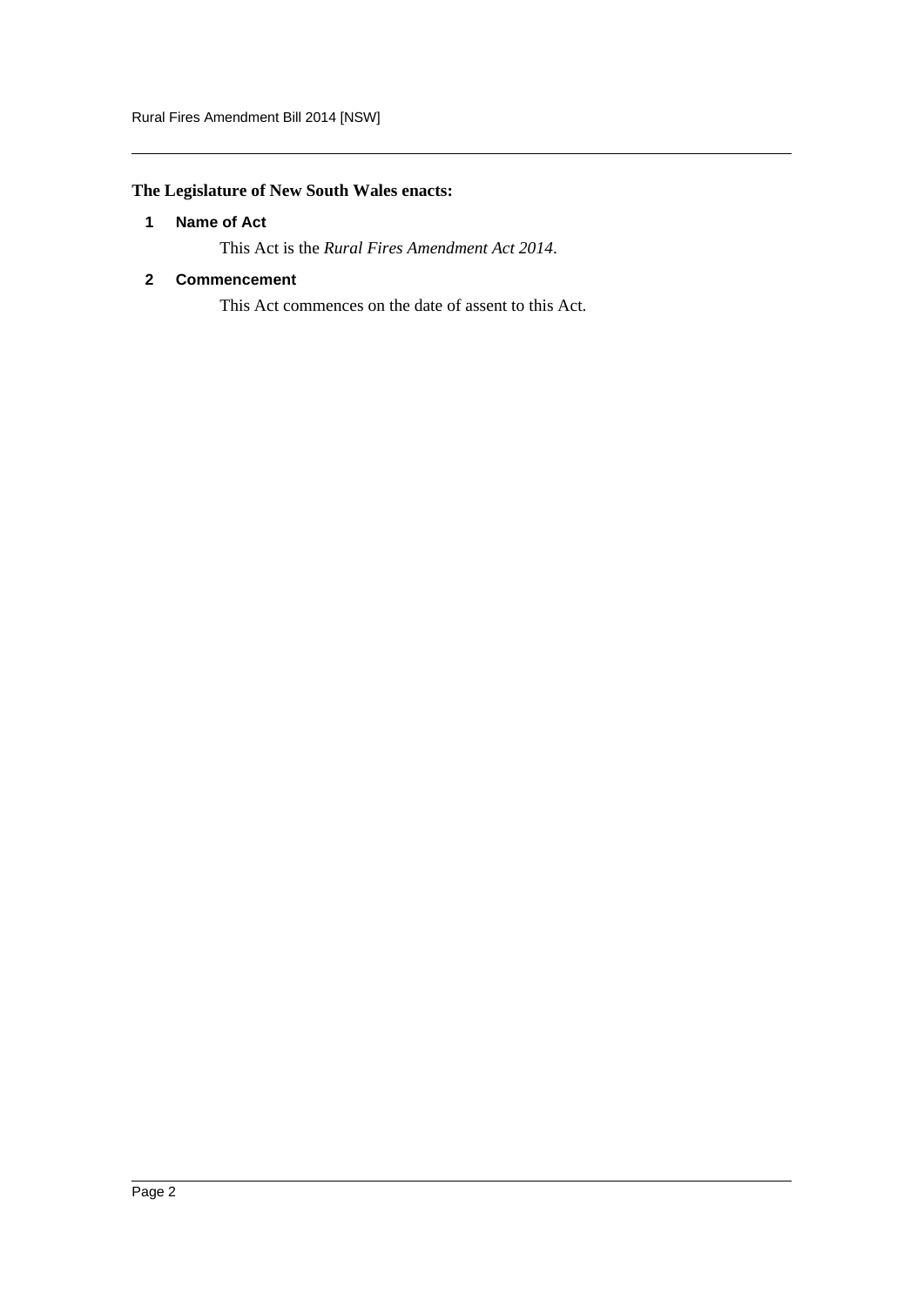**The Legislature of New South Wales enacts:**

### 1 Name of Act

This Act is the *Rural Fires Amendment Act 2014*.

### 2 Commencement

This Act commences on the date of assent to this Act.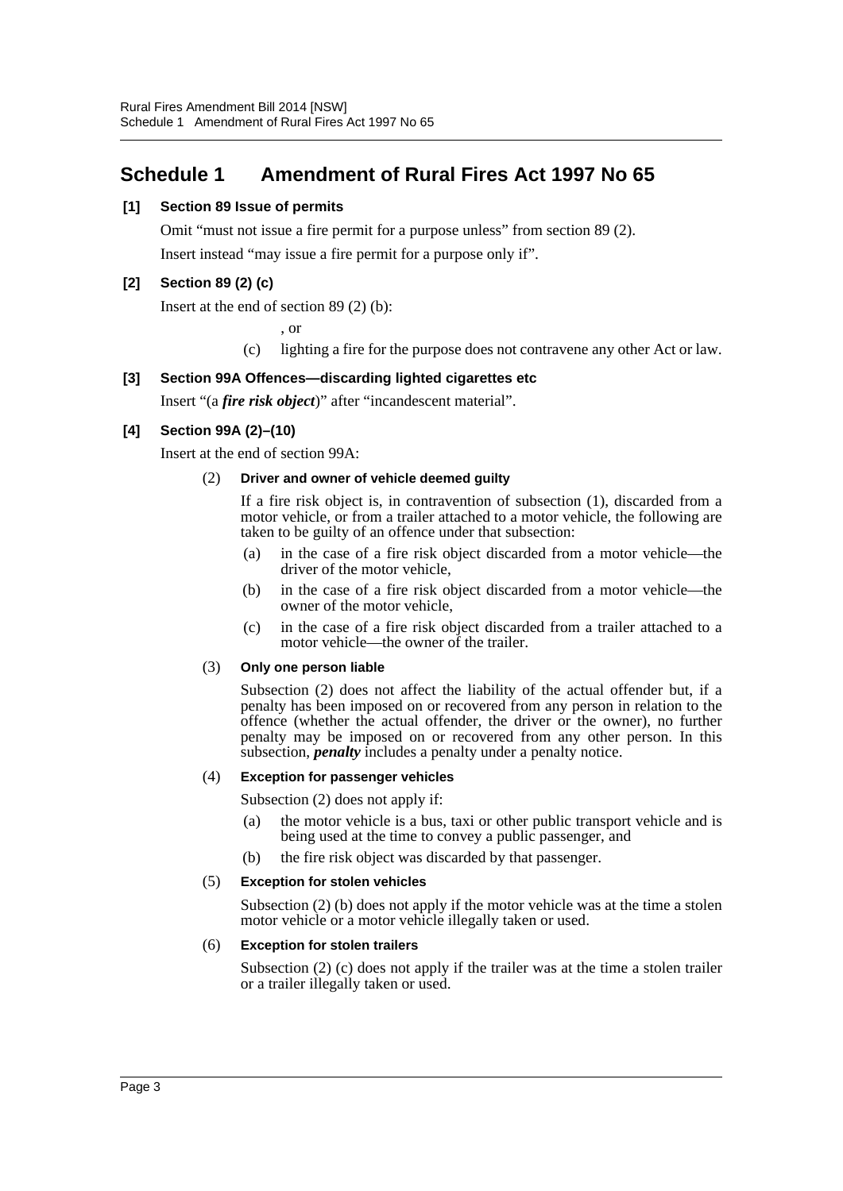# Schedule 1 Amendment of Rural Fires Act 1997 No 65

**[1] Section 89 Issue of permits**

Omit "must not issue a fire permit for a purpose unless" from section 89 (2).

Insert instead "may issue a fire permit for a purpose only if".

**[2] Section 89 (2) (c)**

Insert at the end of section 89 (2) (b):

, or

(c) lighting a fire for the purpose does not contravene any other Act or law.

**[3] Section 99A Offences—discarding lighted cigarettes etc**

Insert "(a ***fire risk object***)" after "incandescent material".

**[4] Section 99A (2)–(10)**

Insert at the end of section 99A:

(2) **Driver and owner of vehicle deemed guilty**

If a fire risk object is, in contravention of subsection (1), discarded from a motor vehicle, or from a trailer attached to a motor vehicle, the following are taken to be guilty of an offence under that subsection:

(a) in the case of a fire risk object discarded from a motor vehicle—the driver of the motor vehicle,

(b) in the case of a fire risk object discarded from a motor vehicle—the owner of the motor vehicle,

(c) in the case of a fire risk object discarded from a trailer attached to a motor vehicle—the owner of the trailer.

(3) **Only one person liable**

Subsection (2) does not affect the liability of the actual offender but, if a penalty has been imposed on or recovered from any person in relation to the offence (whether the actual offender, the driver or the owner), no further penalty may be imposed on or recovered from any other person. In this subsection, ***penalty*** includes a penalty under a penalty notice.

(4) **Exception for passenger vehicles**

Subsection (2) does not apply if:

(a) the motor vehicle is a bus, taxi or other public transport vehicle and is being used at the time to convey a public passenger, and

(b) the fire risk object was discarded by that passenger.

(5) **Exception for stolen vehicles**

Subsection (2) (b) does not apply if the motor vehicle was at the time a stolen motor vehicle or a motor vehicle illegally taken or used.

(6) **Exception for stolen trailers**

Subsection (2) (c) does not apply if the trailer was at the time a stolen trailer or a trailer illegally taken or used.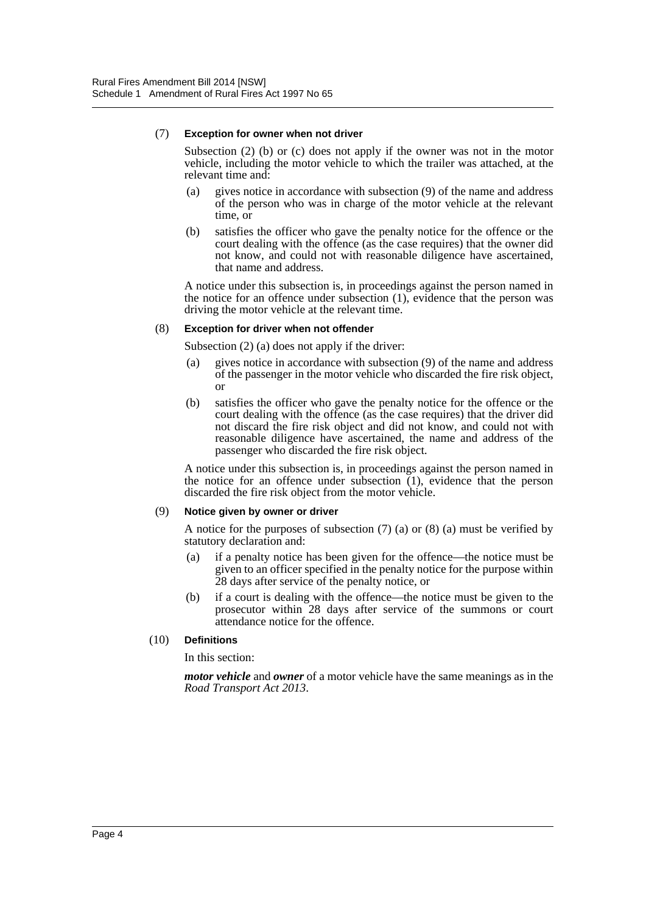(7) **Exception for owner when not driver**

Subsection (2) (b) or (c) does not apply if the owner was not in the motor vehicle, including the motor vehicle to which the trailer was attached, at the relevant time and:

(a) gives notice in accordance with subsection (9) of the name and address of the person who was in charge of the motor vehicle at the relevant time, or

(b) satisfies the officer who gave the penalty notice for the offence or the court dealing with the offence (as the case requires) that the owner did not know, and could not with reasonable diligence have ascertained, that name and address.

A notice under this subsection is, in proceedings against the person named in the notice for an offence under subsection (1), evidence that the person was driving the motor vehicle at the relevant time.

(8) **Exception for driver when not offender**

Subsection (2) (a) does not apply if the driver:

(a) gives notice in accordance with subsection (9) of the name and address of the passenger in the motor vehicle who discarded the fire risk object, or

(b) satisfies the officer who gave the penalty notice for the offence or the court dealing with the offence (as the case requires) that the driver did not discard the fire risk object and did not know, and could not with reasonable diligence have ascertained, the name and address of the passenger who discarded the fire risk object.

A notice under this subsection is, in proceedings against the person named in the notice for an offence under subsection (1), evidence that the person discarded the fire risk object from the motor vehicle.

(9) **Notice given by owner or driver**

A notice for the purposes of subsection (7) (a) or (8) (a) must be verified by statutory declaration and:

(a) if a penalty notice has been given for the offence—the notice must be given to an officer specified in the penalty notice for the purpose within 28 days after service of the penalty notice, or

(b) if a court is dealing with the offence—the notice must be given to the prosecutor within 28 days after service of the summons or court attendance notice for the offence.

(10) **Definitions**

In this section:

***motor vehicle*** and ***owner*** of a motor vehicle have the same meanings as in the *Road Transport Act 2013*.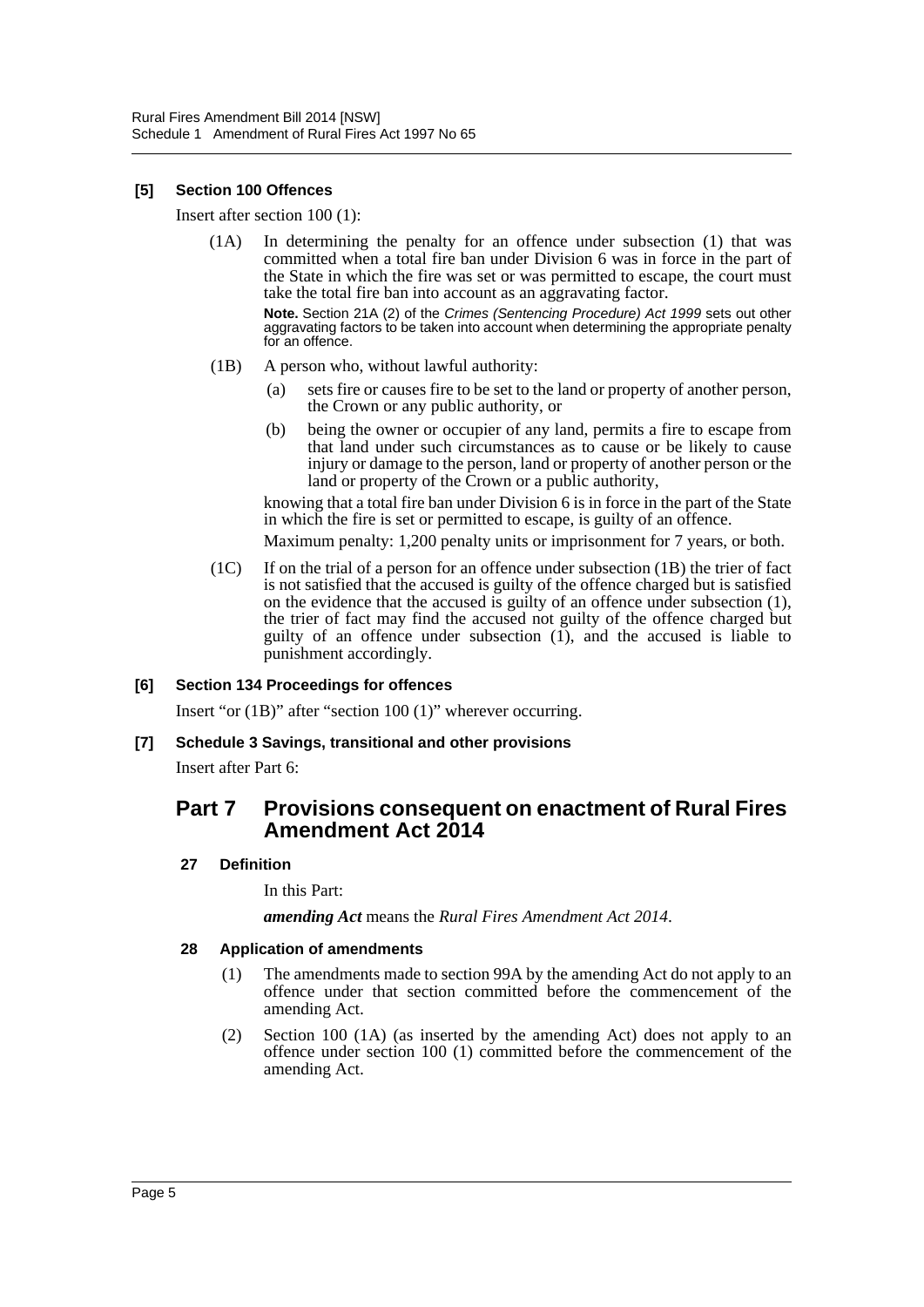**[5] Section 100 Offences**

Insert after section 100 (1):

(1A) In determining the penalty for an offence under subsection (1) that was committed when a total fire ban under Division 6 was in force in the part of the State in which the fire was set or was permitted to escape, the court must take the total fire ban into account as an aggravating factor.

**Note.** Section 21A (2) of the *Crimes (Sentencing Procedure) Act 1999* sets out other aggravating factors to be taken into account when determining the appropriate penalty for an offence.

(1B) A person who, without lawful authority:

(a) sets fire or causes fire to be set to the land or property of another person, the Crown or any public authority, or

(b) being the owner or occupier of any land, permits a fire to escape from that land under such circumstances as to cause or be likely to cause injury or damage to the person, land or property of another person or the land or property of the Crown or a public authority,

knowing that a total fire ban under Division 6 is in force in the part of the State in which the fire is set or permitted to escape, is guilty of an offence.

Maximum penalty: 1,200 penalty units or imprisonment for 7 years, or both.

(1C) If on the trial of a person for an offence under subsection (1B) the trier of fact is not satisfied that the accused is guilty of the offence charged but is satisfied on the evidence that the accused is guilty of an offence under subsection (1), the trier of fact may find the accused not guilty of the offence charged but guilty of an offence under subsection (1), and the accused is liable to punishment accordingly.

**[6] Section 134 Proceedings for offences**

Insert "or (1B)" after "section 100 (1)" wherever occurring.

**[7] Schedule 3 Savings, transitional and other provisions**

Insert after Part 6:

## Part 7 Provisions consequent on enactment of Rural Fires Amendment Act 2014

**27 Definition**

In this Part:

***amending Act*** means the *Rural Fires Amendment Act 2014*.

**28 Application of amendments**

(1) The amendments made to section 99A by the amending Act do not apply to an offence under that section committed before the commencement of the amending Act.

(2) Section 100 (1A) (as inserted by the amending Act) does not apply to an offence under section 100 (1) committed before the commencement of the amending Act.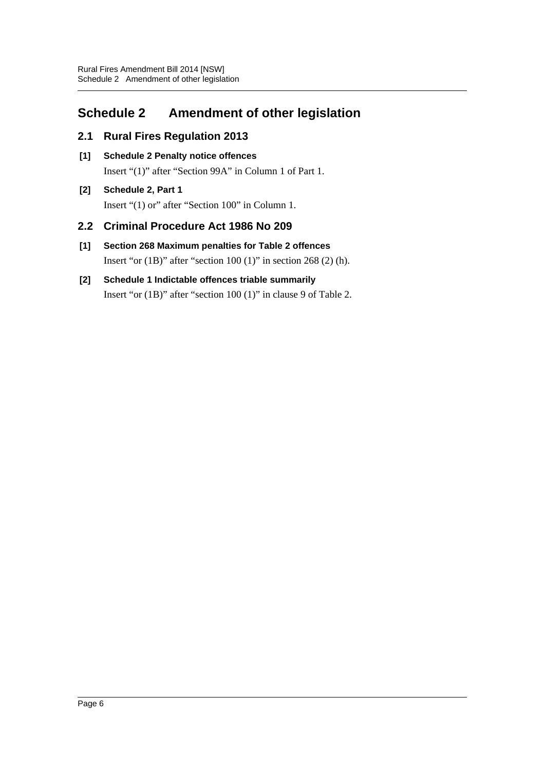# Schedule 2 Amendment of other legislation

## 2.1 Rural Fires Regulation 2013

**[1] Schedule 2 Penalty notice offences**

Insert "(1)" after "Section 99A" in Column 1 of Part 1.

**[2] Schedule 2, Part 1**

Insert "(1) or" after "Section 100" in Column 1.

## 2.2 Criminal Procedure Act 1986 No 209

**[1] Section 268 Maximum penalties for Table 2 offences**

Insert "or (1B)" after "section 100 (1)" in section 268 (2) (h).

**[2] Schedule 1 Indictable offences triable summarily**

Insert "or (1B)" after "section 100 (1)" in clause 9 of Table 2.